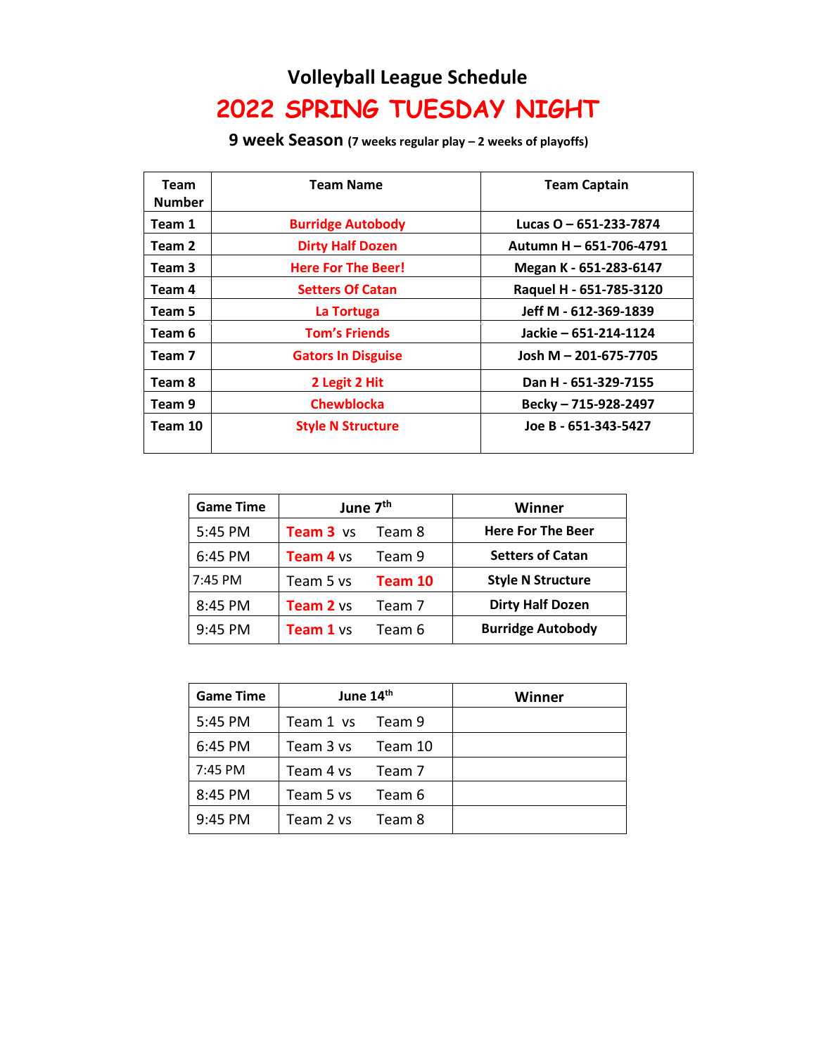# Volleyball League Schedule

## 2022 SPRING TUESDAY NIGHT

**9 week Season** (7 weeks regular play – 2 weeks of playoffs)

| Team Number | Team Name | Team Captain |
|---|---|---|
| **Team 1** | **Burridge Autobody** | **Lucas O – 651-233-7874** |
| **Team 2** | **Dirty Half Dozen** | **Autumn H – 651-706-4791** |
| **Team 3** | **Here For The Beer!** | **Megan K - 651-283-6147** |
| **Team 4** | **Setters Of Catan** | **Raquel H - 651-785-3120** |
| **Team 5** | **La Tortuga** | **Jeff M - 612-369-1839** |
| **Team 6** | **Tom's Friends** | **Jackie – 651-214-1124** |
| **Team 7** | **Gators In Disguise** | **Josh M – 201-675-7705** |
| **Team 8** | **2 Legit 2 Hit** | **Dan H - 651-329-7155** |
| **Team 9** | **Chewblocka** | **Becky – 715-928-2497** |
| **Team 10** | **Style N Structure** | **Joe B - 651-343-5427** |

| Game Time | June 7th | Winner |
|---|---|---|
| 5:45 PM | **Team 3** vs Team 8 | **Here For The Beer** |
| 6:45 PM | **Team 4** vs Team 9 | **Setters of Catan** |
| 7:45 PM | Team 5 vs **Team 10** | **Style N Structure** |
| 8:45 PM | **Team 2** vs Team 7 | **Dirty Half Dozen** |
| 9:45 PM | **Team 1** vs Team 6 | **Burridge Autobody** |

| Game Time | June 14th | Winner |
|---|---|---|
| 5:45 PM | Team 1 vs Team 9 | |
| 6:45 PM | Team 3 vs Team 10 | |
| 7:45 PM | Team 4 vs Team 7 | |
| 8:45 PM | Team 5 vs Team 6 | |
| 9:45 PM | Team 2 vs Team 8 | |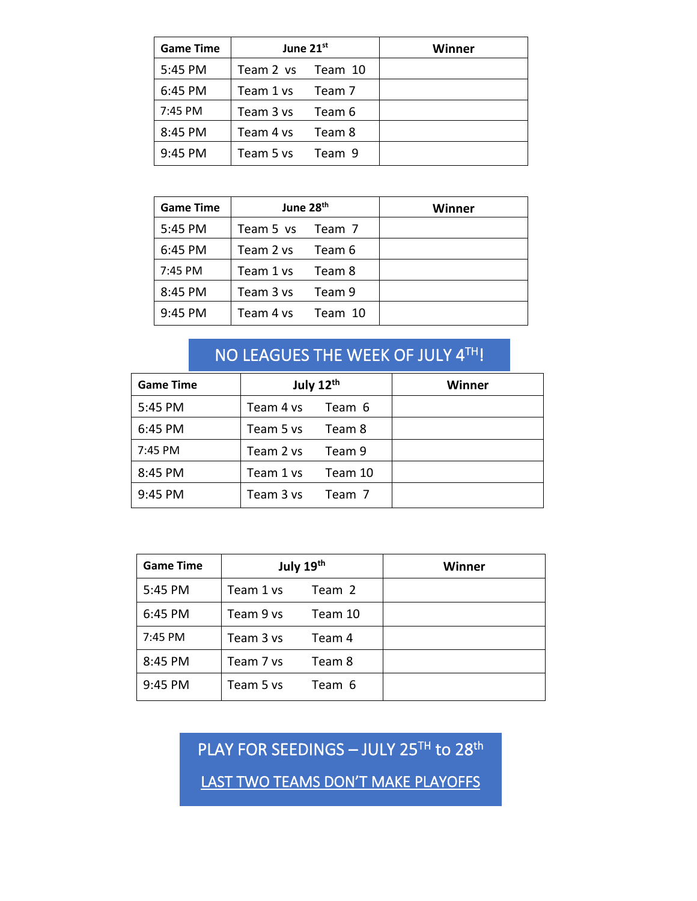| Game Time | June 21st | Winner |
|---|---|---|
| 5:45 PM | Team 2 vs Team 10 | |
| 6:45 PM | Team 1 vs Team 7 | |
| 7:45 PM | Team 3 vs Team 6 | |
| 8:45 PM | Team 4 vs Team 8 | |
| 9:45 PM | Team 5 vs Team 9 | |

| Game Time | June 28th | Winner |
|---|---|---|
| 5:45 PM | Team 5 vs Team 7 | |
| 6:45 PM | Team 2 vs Team 6 | |
| 7:45 PM | Team 1 vs Team 8 | |
| 8:45 PM | Team 3 vs Team 9 | |
| 9:45 PM | Team 4 vs Team 10 | |

NO LEAGUES THE WEEK OF JULY 4TH!

| Game Time | July 12th | Winner |
|---|---|---|
| 5:45 PM | Team 4 vs Team 6 | |
| 6:45 PM | Team 5 vs Team 8 | |
| 7:45 PM | Team 2 vs Team 9 | |
| 8:45 PM | Team 1 vs Team 10 | |
| 9:45 PM | Team 3 vs Team 7 | |

| Game Time | July 19th | Winner |
|---|---|---|
| 5:45 PM | Team 1 vs Team 2 | |
| 6:45 PM | Team 9 vs Team 10 | |
| 7:45 PM | Team 3 vs Team 4 | |
| 8:45 PM | Team 7 vs Team 8 | |
| 9:45 PM | Team 5 vs Team 6 | |

PLAY FOR SEEDINGS – JULY 25TH to 28th

LAST TWO TEAMS DON'T MAKE PLAYOFFS